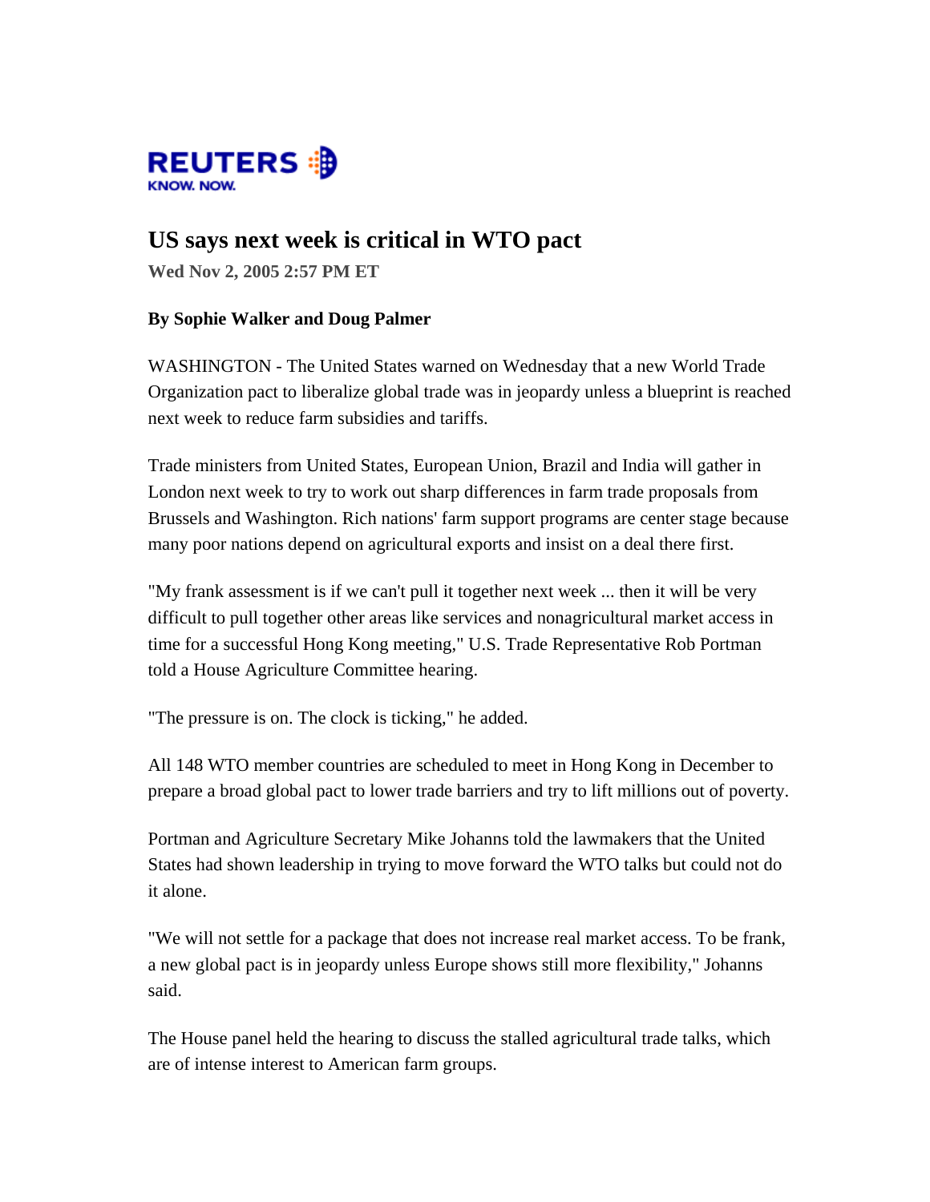REUTERS
KNOW. NOW.

# US says next week is critical in WTO pact

**Wed Nov 2, 2005 2:57 PM ET**

**By Sophie Walker and Doug Palmer**

WASHINGTON - The United States warned on Wednesday that a new World Trade Organization pact to liberalize global trade was in jeopardy unless a blueprint is reached next week to reduce farm subsidies and tariffs.

Trade ministers from United States, European Union, Brazil and India will gather in London next week to try to work out sharp differences in farm trade proposals from Brussels and Washington. Rich nations' farm support programs are center stage because many poor nations depend on agricultural exports and insist on a deal there first.

"My frank assessment is if we can't pull it together next week ... then it will be very difficult to pull together other areas like services and nonagricultural market access in time for a successful Hong Kong meeting," U.S. Trade Representative Rob Portman told a House Agriculture Committee hearing.

"The pressure is on. The clock is ticking," he added.

All 148 WTO member countries are scheduled to meet in Hong Kong in December to prepare a broad global pact to lower trade barriers and try to lift millions out of poverty.

Portman and Agriculture Secretary Mike Johanns told the lawmakers that the United States had shown leadership in trying to move forward the WTO talks but could not do it alone.

"We will not settle for a package that does not increase real market access. To be frank, a new global pact is in jeopardy unless Europe shows still more flexibility," Johanns said.

The House panel held the hearing to discuss the stalled agricultural trade talks, which are of intense interest to American farm groups.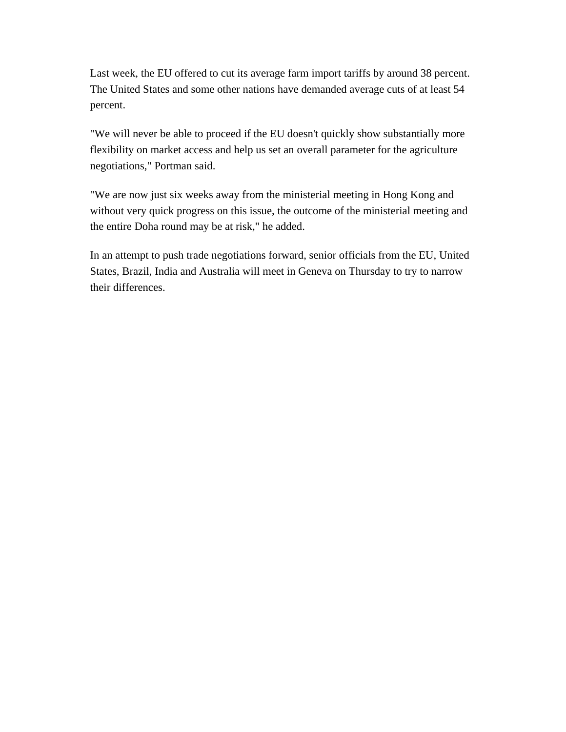Last week, the EU offered to cut its average farm import tariffs by around 38 percent. The United States and some other nations have demanded average cuts of at least 54 percent.

"We will never be able to proceed if the EU doesn't quickly show substantially more flexibility on market access and help us set an overall parameter for the agriculture negotiations," Portman said.

"We are now just six weeks away from the ministerial meeting in Hong Kong and without very quick progress on this issue, the outcome of the ministerial meeting and the entire Doha round may be at risk," he added.

In an attempt to push trade negotiations forward, senior officials from the EU, United States, Brazil, India and Australia will meet in Geneva on Thursday to try to narrow their differences.